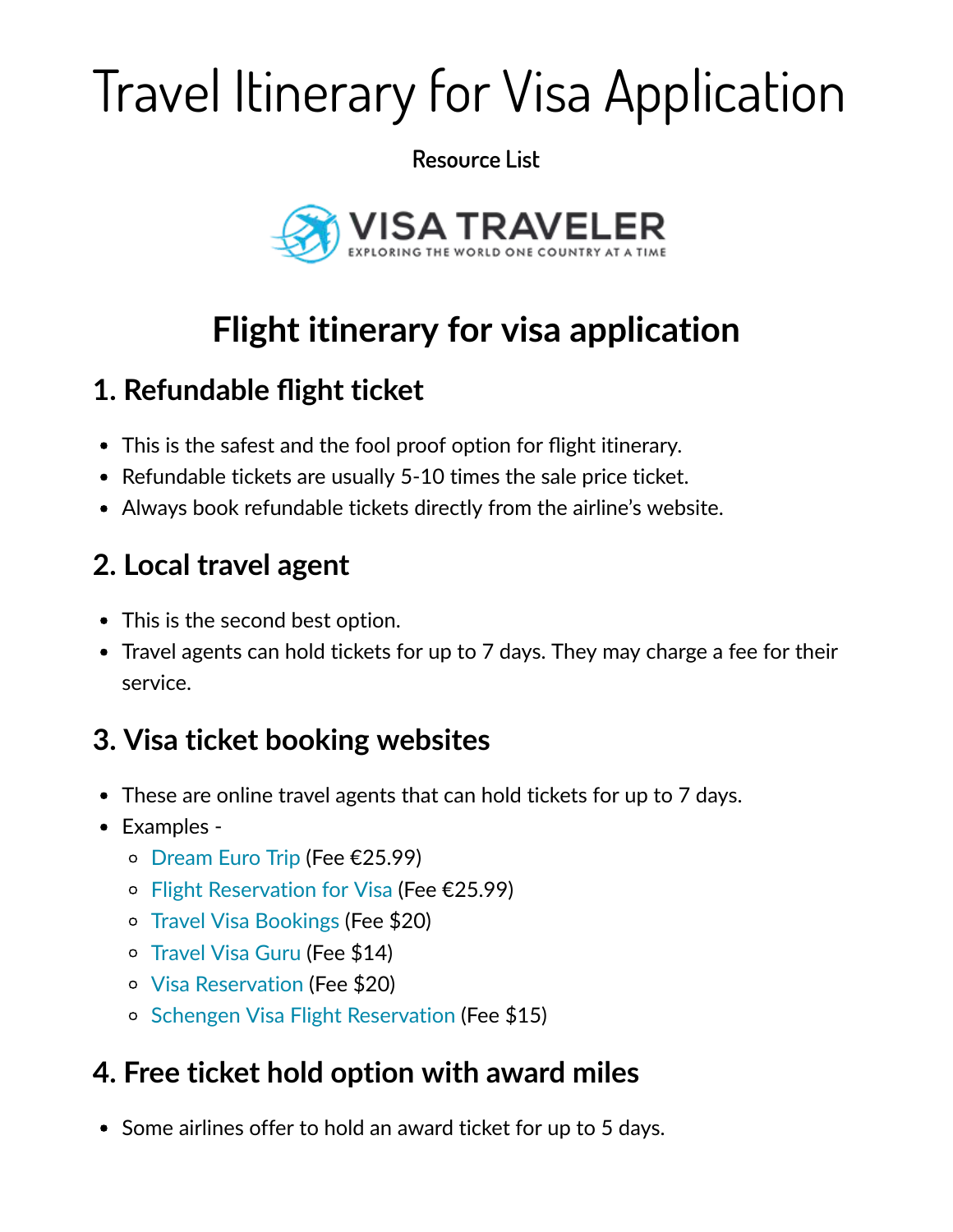# Travel Itinerary for Visa Application

**Resource List**

VISA TRAVELER
EXPLORING THE WORLD ONE COUNTRY AT A TIME

## Flight itinerary for visa application

### 1. Refundable flight ticket

- This is the safest and the fool proof option for flight itinerary.
- Refundable tickets are usually 5-10 times the sale price ticket.
- Always book refundable tickets directly from the airline's website.

### 2. Local travel agent

- This is the second best option.
- Travel agents can hold tickets for up to 7 days. They may charge a fee for their service.

### 3. Visa ticket booking websites

- These are online travel agents that can hold tickets for up to 7 days.
- Examples -
  - Dream Euro Trip (Fee €25.99)
  - Flight Reservation for Visa (Fee €25.99)
  - Travel Visa Bookings (Fee $20)
  - Travel Visa Guru (Fee $14)
  - Visa Reservation (Fee $20)
  - Schengen Visa Flight Reservation (Fee $15)

### 4. Free ticket hold option with award miles

- Some airlines offer to hold an award ticket for up to 5 days.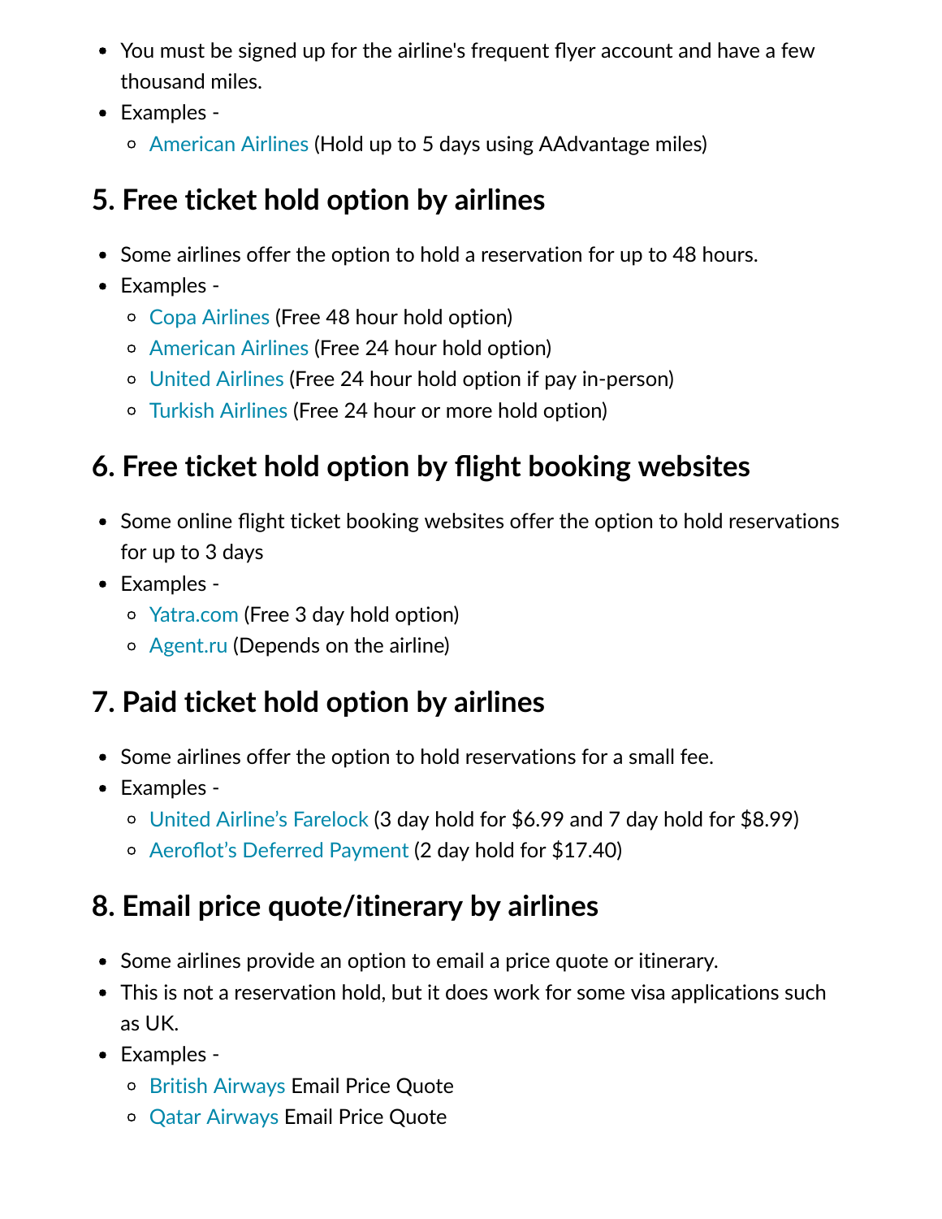- You must be signed up for the airline's frequent flyer account and have a few thousand miles.
- Examples -
  - American Airlines (Hold up to 5 days using AAdvantage miles)

## 5. Free ticket hold option by airlines

- Some airlines offer the option to hold a reservation for up to 48 hours.
- Examples -
  - Copa Airlines (Free 48 hour hold option)
  - American Airlines (Free 24 hour hold option)
  - United Airlines (Free 24 hour hold option if pay in-person)
  - Turkish Airlines (Free 24 hour or more hold option)

## 6. Free ticket hold option by flight booking websites

- Some online flight ticket booking websites offer the option to hold reservations for up to 3 days
- Examples -
  - Yatra.com (Free 3 day hold option)
  - Agent.ru (Depends on the airline)

## 7. Paid ticket hold option by airlines

- Some airlines offer the option to hold reservations for a small fee.
- Examples -
  - United Airline's Farelock (3 day hold for $6.99 and 7 day hold for $8.99)
  - Aeroflot's Deferred Payment (2 day hold for $17.40)

## 8. Email price quote/itinerary by airlines

- Some airlines provide an option to email a price quote or itinerary.
- This is not a reservation hold, but it does work for some visa applications such as UK.
- Examples -
  - British Airways Email Price Quote
  - Qatar Airways Email Price Quote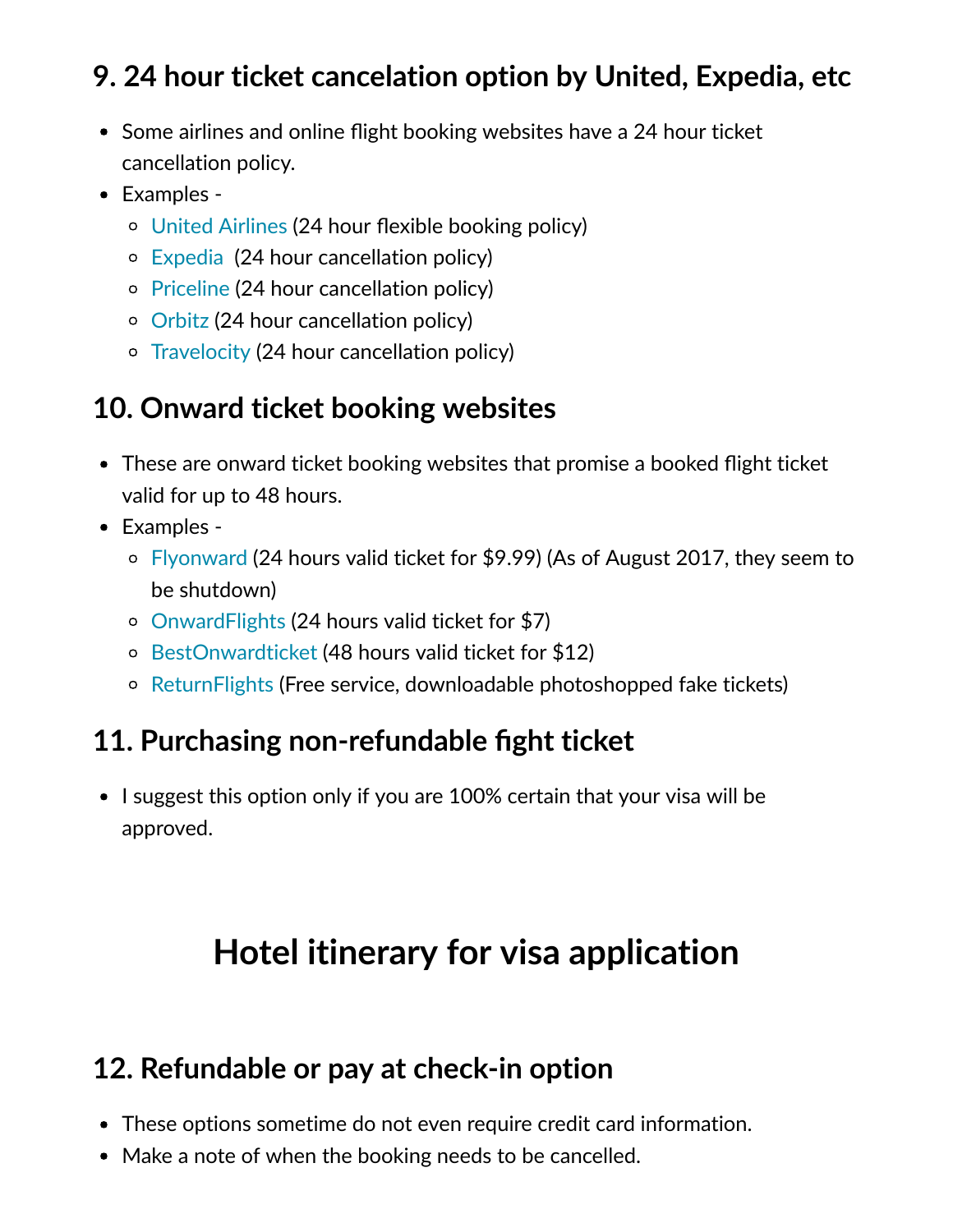## 9. 24 hour ticket cancelation option by United, Expedia, etc

- Some airlines and online flight booking websites have a 24 hour ticket cancellation policy.
- Examples -
  - United Airlines (24 hour flexible booking policy)
  - Expedia (24 hour cancellation policy)
  - Priceline (24 hour cancellation policy)
  - Orbitz (24 hour cancellation policy)
  - Travelocity (24 hour cancellation policy)

## 10. Onward ticket booking websites

- These are onward ticket booking websites that promise a booked flight ticket valid for up to 48 hours.
- Examples -
  - Flyonward (24 hours valid ticket for $9.99) (As of August 2017, they seem to be shutdown)
  - OnwardFlights (24 hours valid ticket for $7)
  - BestOnwardticket (48 hours valid ticket for $12)
  - ReturnFlights (Free service, downloadable photoshopped fake tickets)

## 11. Purchasing non-refundable fight ticket

- I suggest this option only if you are 100% certain that your visa will be approved.

# Hotel itinerary for visa application

## 12. Refundable or pay at check-in option

- These options sometime do not even require credit card information.
- Make a note of when the booking needs to be cancelled.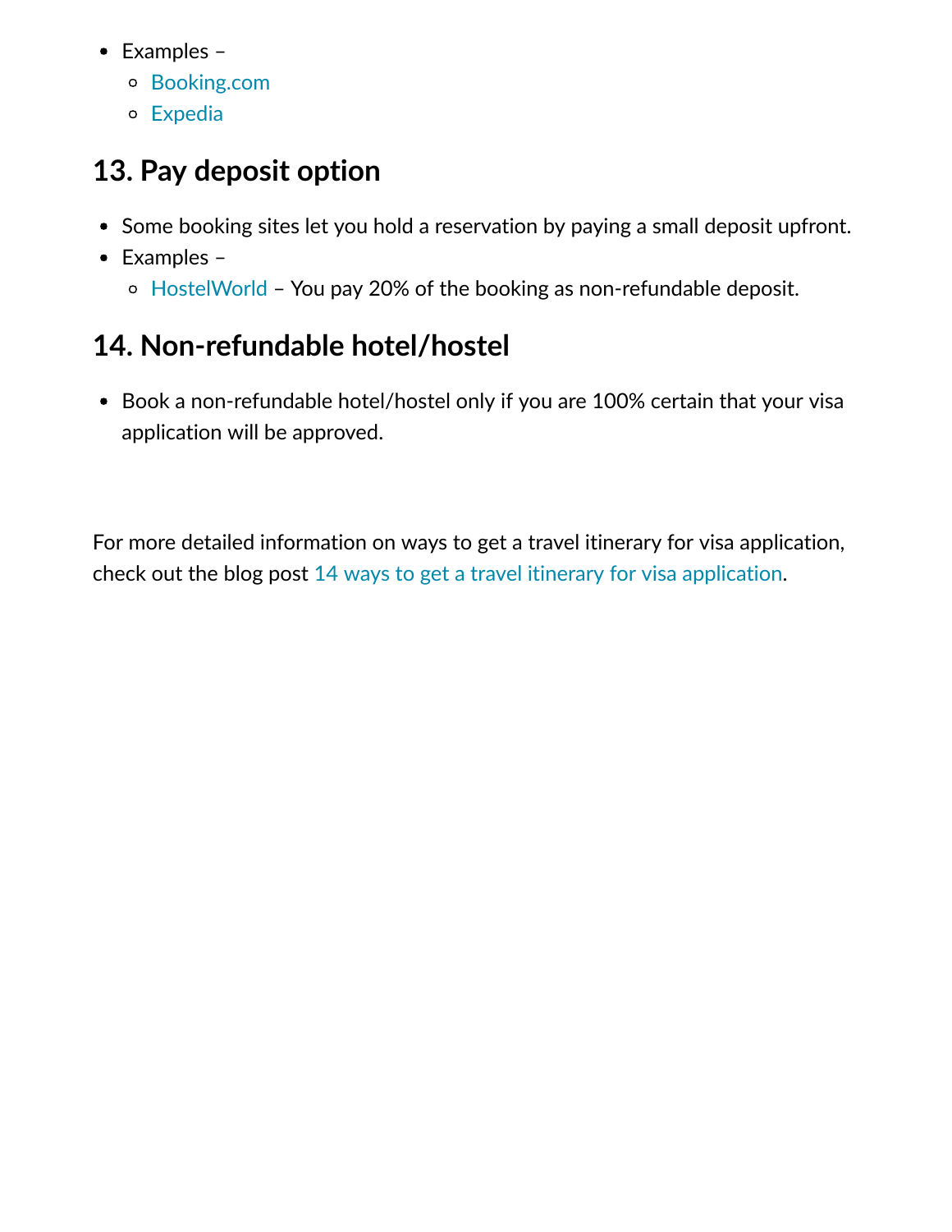- Examples –
  - Booking.com
  - Expedia

## 13. Pay deposit option

- Some booking sites let you hold a reservation by paying a small deposit upfront.
- Examples –
  - HostelWorld – You pay 20% of the booking as non-refundable deposit.

## 14. Non-refundable hotel/hostel

- Book a non-refundable hotel/hostel only if you are 100% certain that your visa application will be approved.

For more detailed information on ways to get a travel itinerary for visa application, check out the blog post 14 ways to get a travel itinerary for visa application.